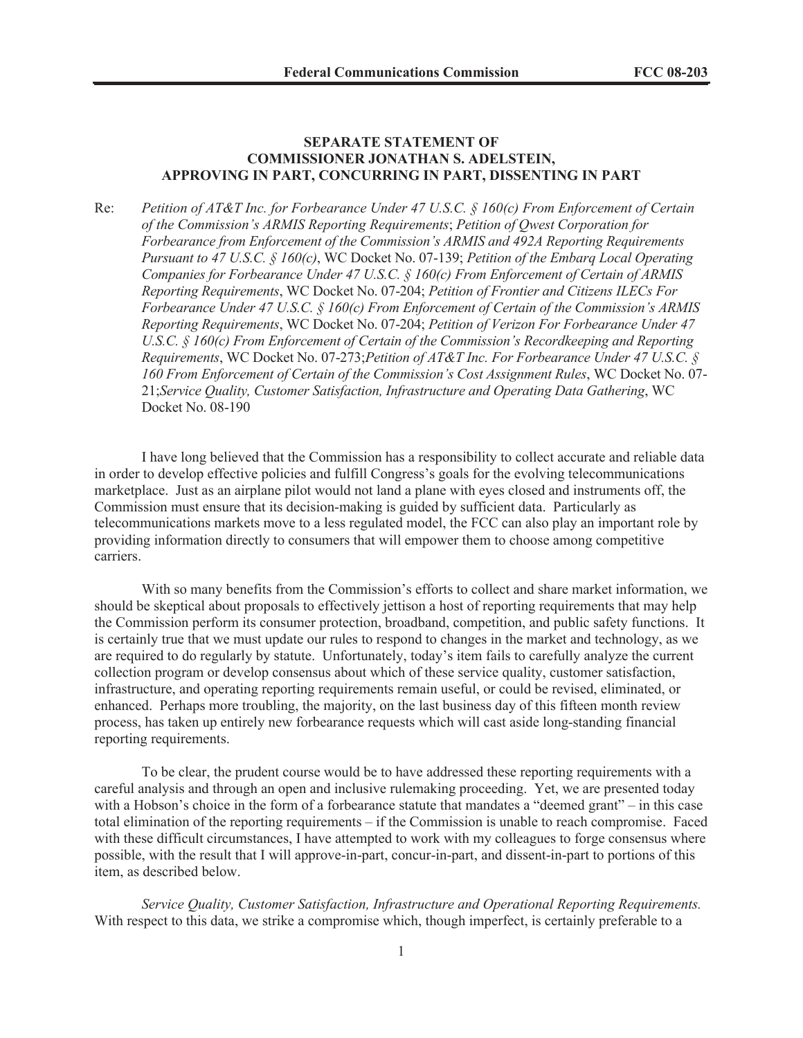**SEPARATE STATEMENT OF**
**COMMISSIONER JONATHAN S. ADELSTEIN,**
**APPROVING IN PART, CONCURRING IN PART, DISSENTING IN PART**

Re: *Petition of AT&T Inc. for Forbearance Under 47 U.S.C. § 160(c) From Enforcement of Certain of the Commission's ARMIS Reporting Requirements*; *Petition of Qwest Corporation for Forbearance from Enforcement of the Commission's ARMIS and 492A Reporting Requirements Pursuant to 47 U.S.C. § 160(c)*, WC Docket No. 07-139; *Petition of the Embarq Local Operating Companies for Forbearance Under 47 U.S.C. § 160(c) From Enforcement of Certain of ARMIS Reporting Requirements*, WC Docket No. 07-204; *Petition of Frontier and Citizens ILECs For Forbearance Under 47 U.S.C. § 160(c) From Enforcement of Certain of the Commission's ARMIS Reporting Requirements*, WC Docket No. 07-204; *Petition of Verizon For Forbearance Under 47 U.S.C. § 160(c) From Enforcement of Certain of the Commission's Recordkeeping and Reporting Requirements*, WC Docket No. 07-273;*Petition of AT&T Inc. For Forbearance Under 47 U.S.C. § 160 From Enforcement of Certain of the Commission's Cost Assignment Rules*, WC Docket No. 07-21;*Service Quality, Customer Satisfaction, Infrastructure and Operating Data Gathering*, WC Docket No. 08-190

I have long believed that the Commission has a responsibility to collect accurate and reliable data in order to develop effective policies and fulfill Congress's goals for the evolving telecommunications marketplace. Just as an airplane pilot would not land a plane with eyes closed and instruments off, the Commission must ensure that its decision-making is guided by sufficient data. Particularly as telecommunications markets move to a less regulated model, the FCC can also play an important role by providing information directly to consumers that will empower them to choose among competitive carriers.

With so many benefits from the Commission's efforts to collect and share market information, we should be skeptical about proposals to effectively jettison a host of reporting requirements that may help the Commission perform its consumer protection, broadband, competition, and public safety functions. It is certainly true that we must update our rules to respond to changes in the market and technology, as we are required to do regularly by statute. Unfortunately, today's item fails to carefully analyze the current collection program or develop consensus about which of these service quality, customer satisfaction, infrastructure, and operating reporting requirements remain useful, or could be revised, eliminated, or enhanced. Perhaps more troubling, the majority, on the last business day of this fifteen month review process, has taken up entirely new forbearance requests which will cast aside long-standing financial reporting requirements.

To be clear, the prudent course would be to have addressed these reporting requirements with a careful analysis and through an open and inclusive rulemaking proceeding. Yet, we are presented today with a Hobson's choice in the form of a forbearance statute that mandates a "deemed grant" – in this case total elimination of the reporting requirements – if the Commission is unable to reach compromise. Faced with these difficult circumstances, I have attempted to work with my colleagues to forge consensus where possible, with the result that I will approve-in-part, concur-in-part, and dissent-in-part to portions of this item, as described below.

*Service Quality, Customer Satisfaction, Infrastructure and Operational Reporting Requirements.* With respect to this data, we strike a compromise which, though imperfect, is certainly preferable to a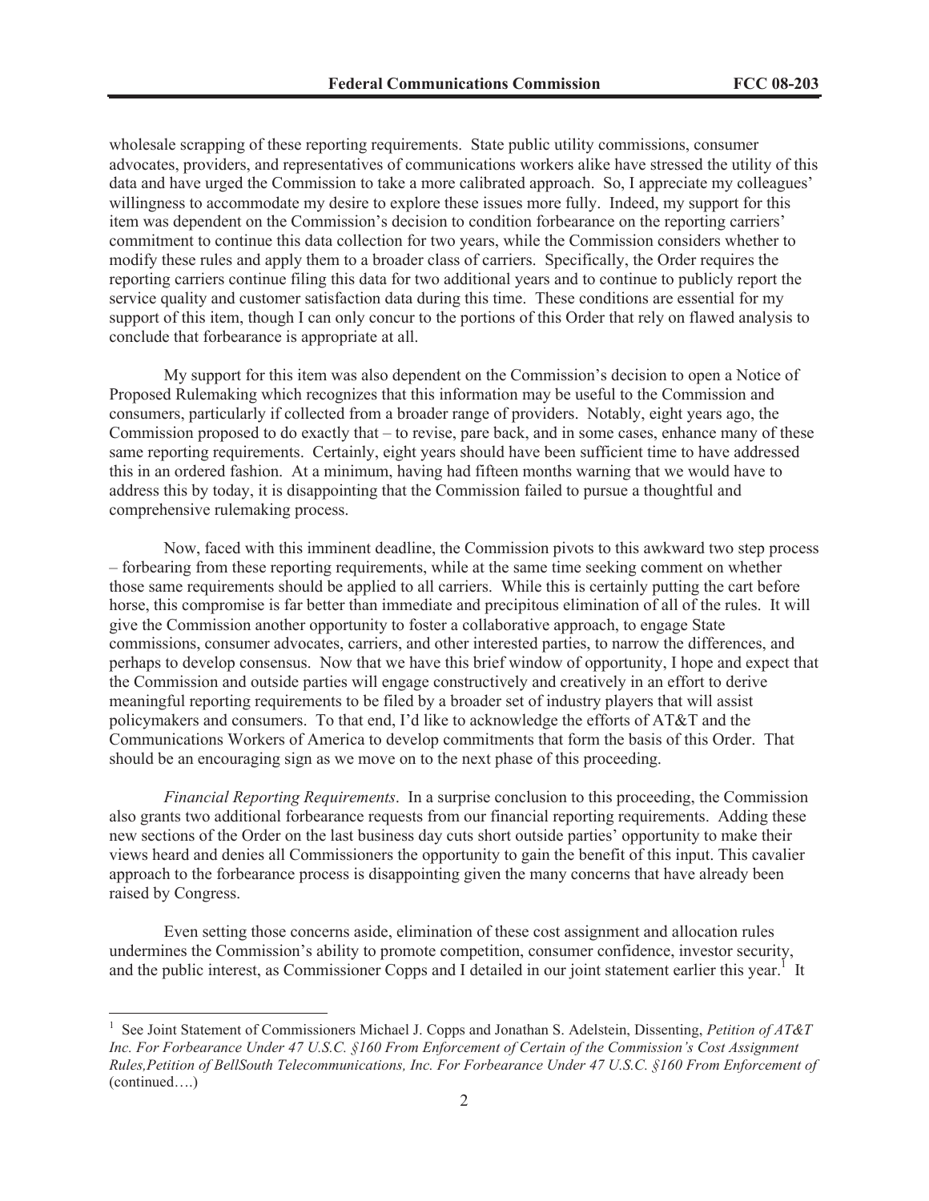wholesale scrapping of these reporting requirements. State public utility commissions, consumer advocates, providers, and representatives of communications workers alike have stressed the utility of this data and have urged the Commission to take a more calibrated approach. So, I appreciate my colleagues' willingness to accommodate my desire to explore these issues more fully. Indeed, my support for this item was dependent on the Commission's decision to condition forbearance on the reporting carriers' commitment to continue this data collection for two years, while the Commission considers whether to modify these rules and apply them to a broader class of carriers. Specifically, the Order requires the reporting carriers continue filing this data for two additional years and to continue to publicly report the service quality and customer satisfaction data during this time. These conditions are essential for my support of this item, though I can only concur to the portions of this Order that rely on flawed analysis to conclude that forbearance is appropriate at all.

My support for this item was also dependent on the Commission's decision to open a Notice of Proposed Rulemaking which recognizes that this information may be useful to the Commission and consumers, particularly if collected from a broader range of providers. Notably, eight years ago, the Commission proposed to do exactly that – to revise, pare back, and in some cases, enhance many of these same reporting requirements. Certainly, eight years should have been sufficient time to have addressed this in an ordered fashion. At a minimum, having had fifteen months warning that we would have to address this by today, it is disappointing that the Commission failed to pursue a thoughtful and comprehensive rulemaking process.

Now, faced with this imminent deadline, the Commission pivots to this awkward two step process – forbearing from these reporting requirements, while at the same time seeking comment on whether those same requirements should be applied to all carriers. While this is certainly putting the cart before horse, this compromise is far better than immediate and precipitous elimination of all of the rules. It will give the Commission another opportunity to foster a collaborative approach, to engage State commissions, consumer advocates, carriers, and other interested parties, to narrow the differences, and perhaps to develop consensus. Now that we have this brief window of opportunity, I hope and expect that the Commission and outside parties will engage constructively and creatively in an effort to derive meaningful reporting requirements to be filed by a broader set of industry players that will assist policymakers and consumers. To that end, I'd like to acknowledge the efforts of AT&T and the Communications Workers of America to develop commitments that form the basis of this Order. That should be an encouraging sign as we move on to the next phase of this proceeding.

*Financial Reporting Requirements*. In a surprise conclusion to this proceeding, the Commission also grants two additional forbearance requests from our financial reporting requirements. Adding these new sections of the Order on the last business day cuts short outside parties' opportunity to make their views heard and denies all Commissioners the opportunity to gain the benefit of this input. This cavalier approach to the forbearance process is disappointing given the many concerns that have already been raised by Congress.

Even setting those concerns aside, elimination of these cost assignment and allocation rules undermines the Commission's ability to promote competition, consumer confidence, investor security, and the public interest, as Commissioner Copps and I detailed in our joint statement earlier this year.[1] It

[1] See Joint Statement of Commissioners Michael J. Copps and Jonathan S. Adelstein, Dissenting, *Petition of AT&T Inc. For Forbearance Under 47 U.S.C. §160 From Enforcement of Certain of the Commission's Cost Assignment Rules,Petition of BellSouth Telecommunications, Inc. For Forbearance Under 47 U.S.C. §160 From Enforcement of* (continued….)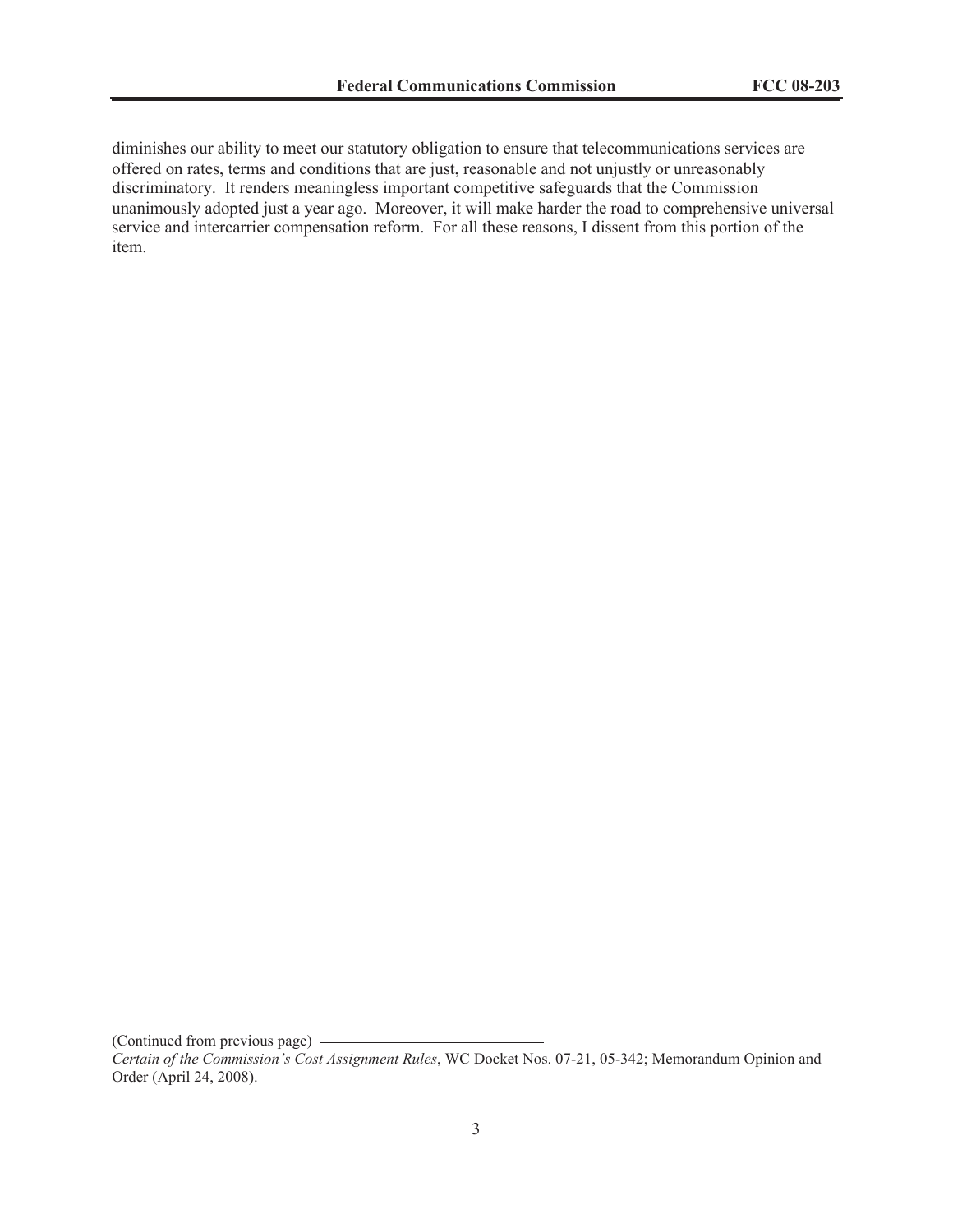diminishes our ability to meet our statutory obligation to ensure that telecommunications services are offered on rates, terms and conditions that are just, reasonable and not unjustly or unreasonably discriminatory. It renders meaningless important competitive safeguards that the Commission unanimously adopted just a year ago. Moreover, it will make harder the road to comprehensive universal service and intercarrier compensation reform. For all these reasons, I dissent from this portion of the item.

(Continued from previous page)

*Certain of the Commission's Cost Assignment Rules*, WC Docket Nos. 07-21, 05-342; Memorandum Opinion and Order (April 24, 2008).